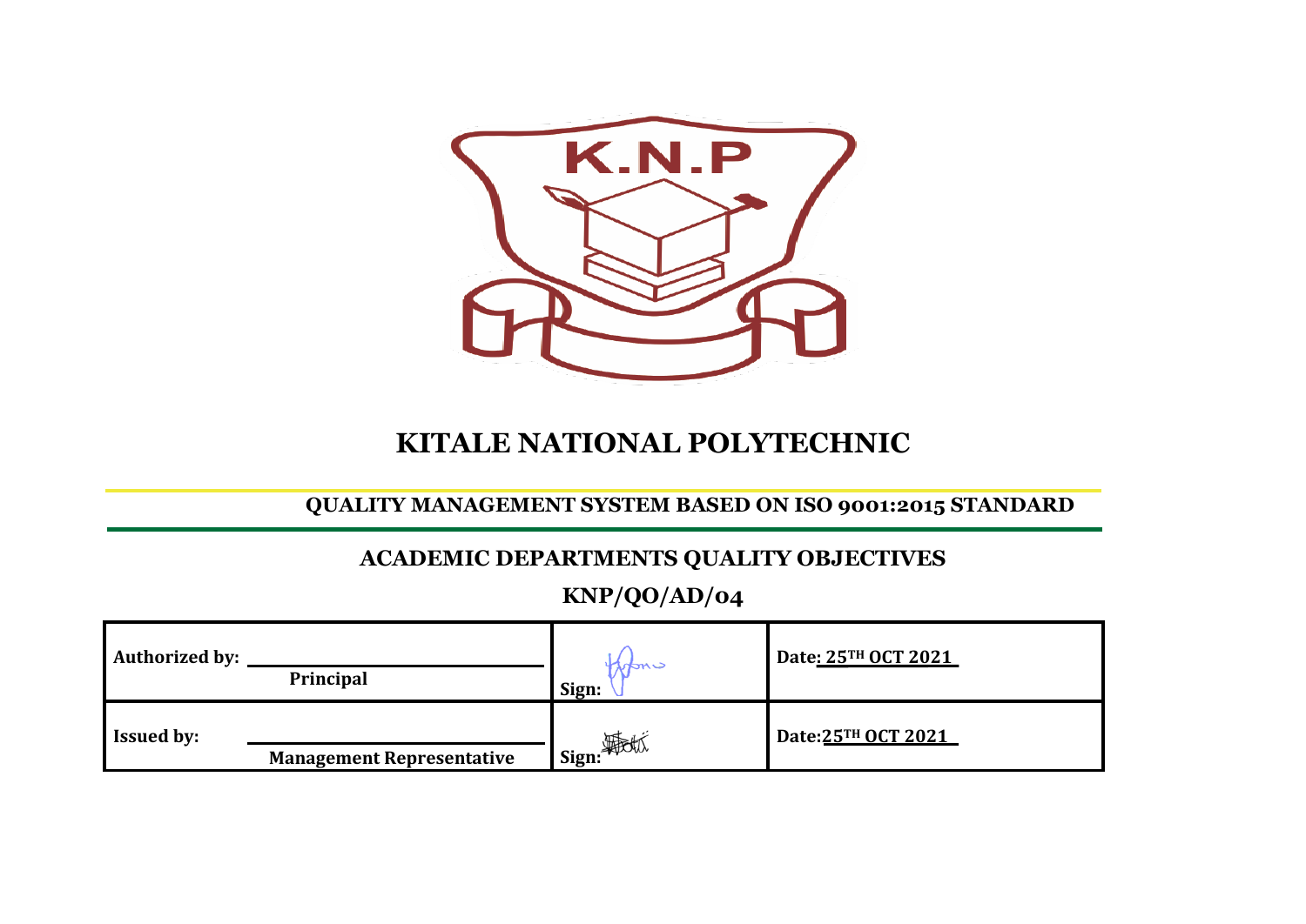# KITALE NATIONAL POLYTECHNIC

**QUALITY MANAGEMENT SYSTEM BASED ON ISO 9001:2015 STANDARD**

## ACADEMIC DEPARTMENTS QUALITY OBJECTIVES

## KNP/QO/AD/04

| | | |
|---|---|---|
| **Authorized by:** **Principal** | **Sign:** | **Date: 25TH OCT 2021** |
| **Issued by:** **Management Representative** | **Sign:** | **Date: 25TH OCT 2021** |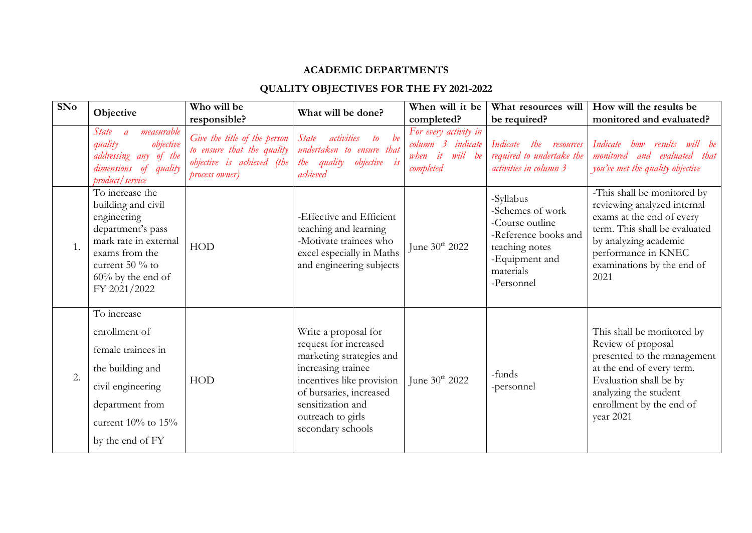**ACADEMIC DEPARTMENTS**

**QUALITY OBJECTIVES FOR THE FY 2021-2022**

| SNo | Objective | Who will be responsible? | What will be done? | When will it be completed? | What resources will be required? | How will the results be monitored and evaluated? |
|---|---|---|---|---|---|---|
| | *State a measurable quality objective addressing any of the dimensions of quality product/service* | *Give the title of the person to ensure that the quality objective is achieved (the process owner)* | *State activities to be undertaken to ensure that the quality objective is achieved* | *For every activity in column 3 indicate when it will be completed* | *Indicate the resources required to undertake the activities in column 3* | *Indicate how results will be monitored and evaluated that you've met the quality objective* |
| 1. | To increase the building and civil engineering department's pass mark rate in external exams from the current 50 % to 60% by the end of FY 2021/2022 | HOD | -Effective and Efficient teaching and learning<br>-Motivate trainees who excel especially in Maths and engineering subjects | June 30th 2022 | -Syllabus<br>-Schemes of work<br>-Course outline<br>-Reference books and teaching notes<br>-Equipment and materials<br>-Personnel | -This shall be monitored by reviewing analyzed internal exams at the end of every term. This shall be evaluated by analyzing academic performance in KNEC examinations by the end of 2021 |
| 2. | To increase enrollment of female trainees in the building and civil engineering department from current 10% to 15% by the end of FY | HOD | Write a proposal for request for increased marketing strategies and increasing trainee incentives like provision of bursaries, increased sensitization and outreach to girls secondary schools | June 30th 2022 | -funds<br>-personnel | This shall be monitored by Review of proposal presented to the management at the end of every term. Evaluation shall be by analyzing the student enrollment by the end of year 2021 |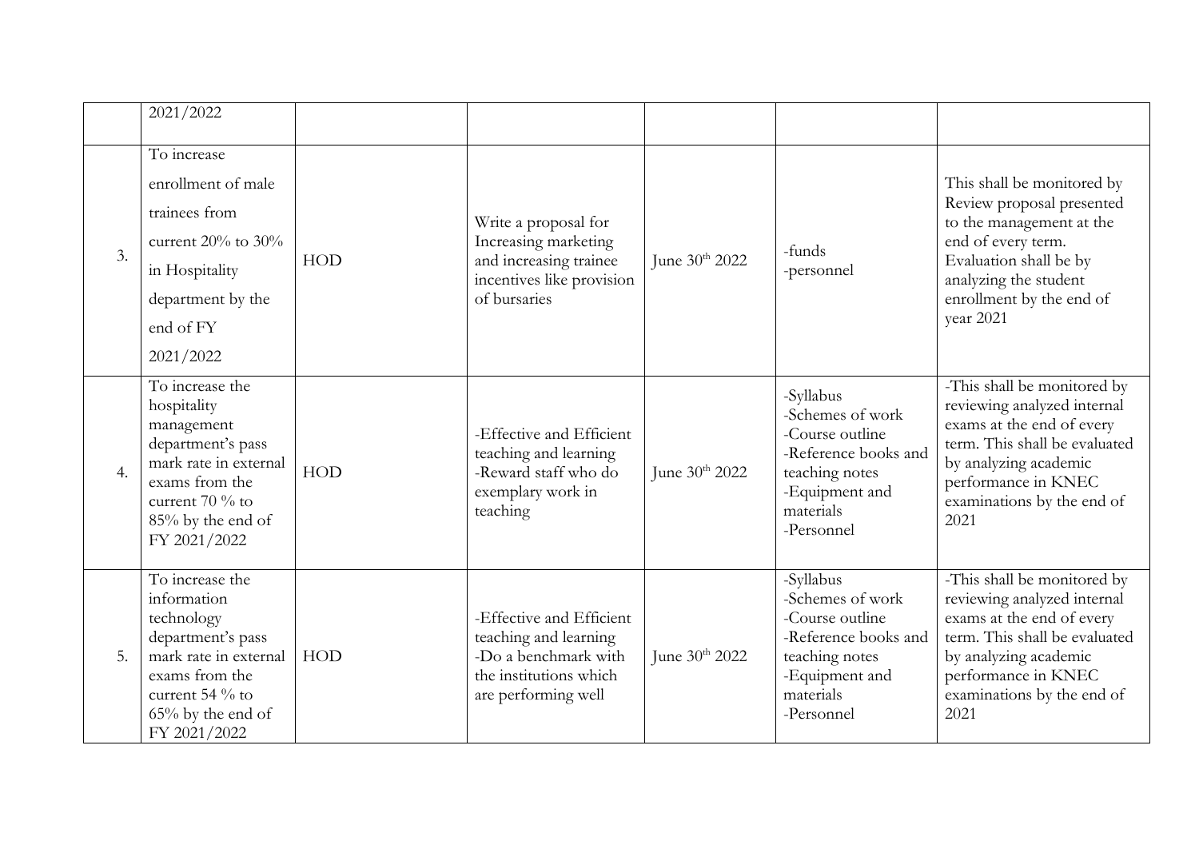| | | | | | | |
|---|---|---|---|---|---|---|
| | 2021/2022 | | | | | |
| 3. | To increase enrollment of male trainees from current 20% to 30% in Hospitality department by the end of FY 2021/2022 | HOD | Write a proposal for Increasing marketing and increasing trainee incentives like provision of bursaries | June 30th 2022 | -funds<br>-personnel | This shall be monitored by Review proposal presented to the management at the end of every term. Evaluation shall be by analyzing the student enrollment by the end of year 2021 |
| 4. | To increase the hospitality management department's pass mark rate in external exams from the current 70 % to 85% by the end of FY 2021/2022 | HOD | -Effective and Efficient teaching and learning<br>-Reward staff who do exemplary work in teaching | June 30th 2022 | -Syllabus<br>-Schemes of work<br>-Course outline<br>-Reference books and teaching notes<br>-Equipment and materials<br>-Personnel | -This shall be monitored by reviewing analyzed internal exams at the end of every term. This shall be evaluated by analyzing academic performance in KNEC examinations by the end of 2021 |
| 5. | To increase the information technology department's pass mark rate in external exams from the current 54 % to 65% by the end of FY 2021/2022 | HOD | -Effective and Efficient teaching and learning<br>-Do a benchmark with the institutions which are performing well | June 30th 2022 | -Syllabus<br>-Schemes of work<br>-Course outline<br>-Reference books and teaching notes<br>-Equipment and materials<br>-Personnel | -This shall be monitored by reviewing analyzed internal exams at the end of every term. This shall be evaluated by analyzing academic performance in KNEC examinations by the end of 2021 |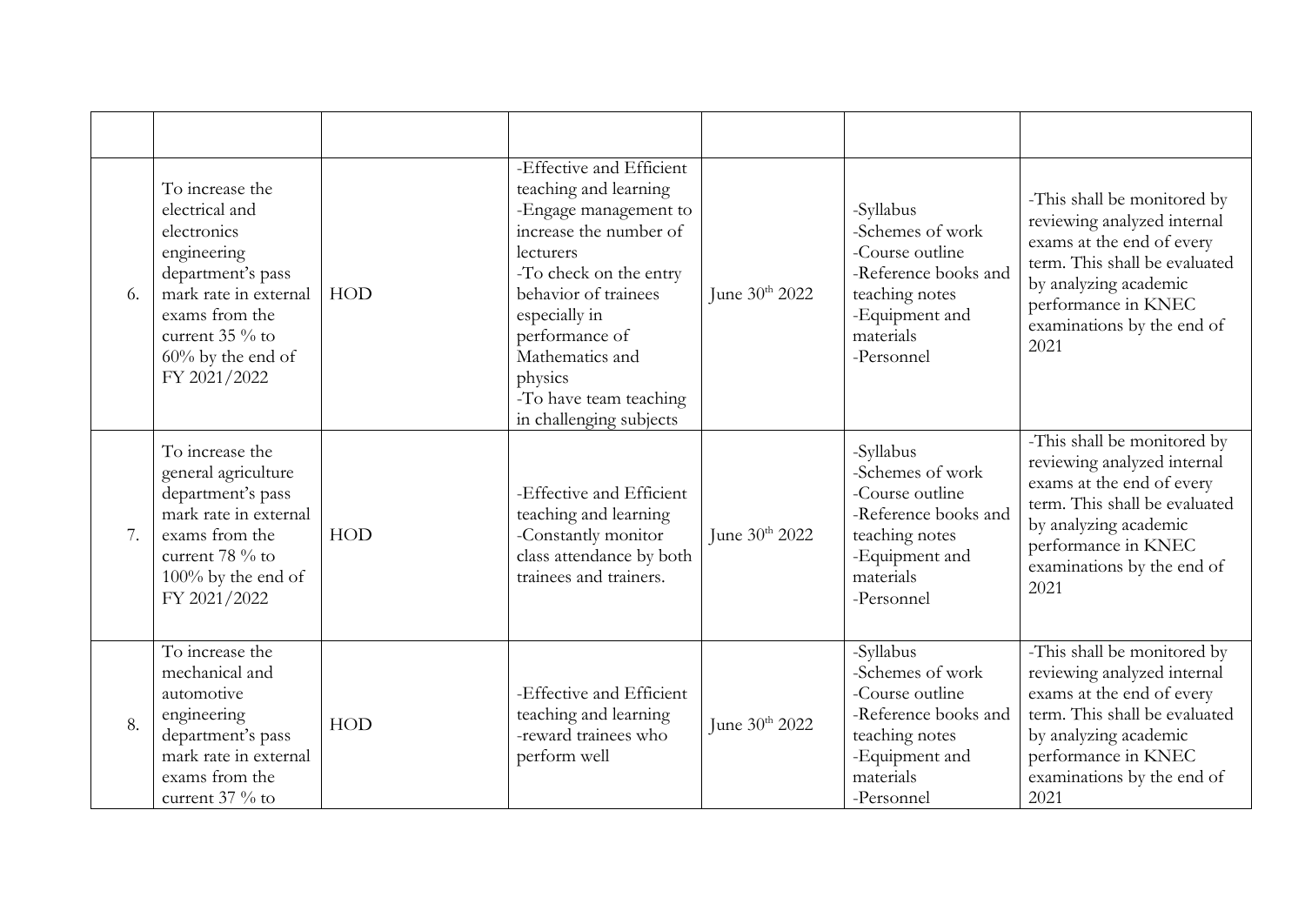| | | | | | | |
|---|---|---|---|---|---|---|
| 6. | To increase the electrical and electronics engineering department's pass mark rate in external exams from the current 35 % to 60% by the end of FY 2021/2022 | HOD | -Effective and Efficient teaching and learning<br>-Engage management to increase the number of lecturers<br>-To check on the entry behavior of trainees especially in performance of Mathematics and physics<br>-To have team teaching in challenging subjects | June 30th 2022 | -Syllabus<br>-Schemes of work<br>-Course outline<br>-Reference books and teaching notes<br>-Equipment and materials<br>-Personnel | -This shall be monitored by reviewing analyzed internal exams at the end of every term. This shall be evaluated by analyzing academic performance in KNEC examinations by the end of 2021 |
| 7. | To increase the general agriculture department's pass mark rate in external exams from the current 78 % to 100% by the end of FY 2021/2022 | HOD | -Effective and Efficient teaching and learning<br>-Constantly monitor class attendance by both trainees and trainers. | June 30th 2022 | -Syllabus<br>-Schemes of work<br>-Course outline<br>-Reference books and teaching notes<br>-Equipment and materials<br>-Personnel | -This shall be monitored by reviewing analyzed internal exams at the end of every term. This shall be evaluated by analyzing academic performance in KNEC examinations by the end of 2021 |
| 8. | To increase the mechanical and automotive engineering department's pass mark rate in external exams from the current 37 % to | HOD | -Effective and Efficient teaching and learning<br>-reward trainees who perform well | June 30th 2022 | -Syllabus<br>-Schemes of work<br>-Course outline<br>-Reference books and teaching notes<br>-Equipment and materials<br>-Personnel | -This shall be monitored by reviewing analyzed internal exams at the end of every term. This shall be evaluated by analyzing academic performance in KNEC examinations by the end of 2021 |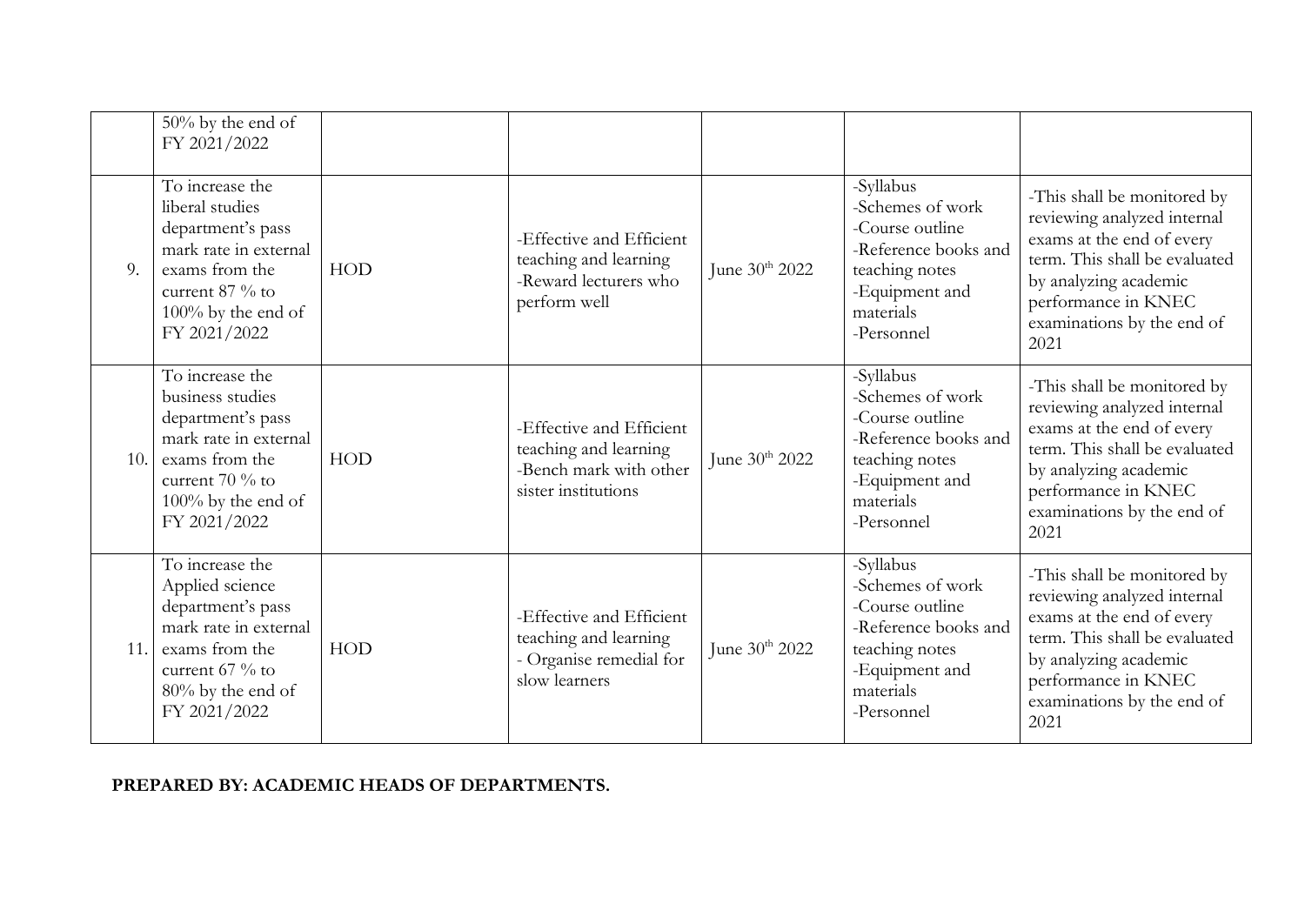| | | | | | | |
|---|---|---|---|---|---|---|
| | 50% by the end of FY 2021/2022 | | | | | |
| 9. | To increase the liberal studies department's pass mark rate in external exams from the current 87 % to 100% by the end of FY 2021/2022 | HOD | -Effective and Efficient teaching and learning<br>-Reward lecturers who perform well | June 30th 2022 | -Syllabus<br>-Schemes of work<br>-Course outline<br>-Reference books and teaching notes<br>-Equipment and materials<br>-Personnel | -This shall be monitored by reviewing analyzed internal exams at the end of every term. This shall be evaluated by analyzing academic performance in KNEC examinations by the end of 2021 |
| 10. | To increase the business studies department's pass mark rate in external exams from the current 70 % to 100% by the end of FY 2021/2022 | HOD | -Effective and Efficient teaching and learning<br>-Bench mark with other sister institutions | June 30th 2022 | -Syllabus<br>-Schemes of work<br>-Course outline<br>-Reference books and teaching notes<br>-Equipment and materials<br>-Personnel | -This shall be monitored by reviewing analyzed internal exams at the end of every term. This shall be evaluated by analyzing academic performance in KNEC examinations by the end of 2021 |
| 11. | To increase the Applied science department's pass mark rate in external exams from the current 67 % to 80% by the end of FY 2021/2022 | HOD | -Effective and Efficient teaching and learning<br>- Organise remedial for slow learners | June 30th 2022 | -Syllabus<br>-Schemes of work<br>-Course outline<br>-Reference books and teaching notes<br>-Equipment and materials<br>-Personnel | -This shall be monitored by reviewing analyzed internal exams at the end of every term. This shall be evaluated by analyzing academic performance in KNEC examinations by the end of 2021 |

**PREPARED BY: ACADEMIC HEADS OF DEPARTMENTS.**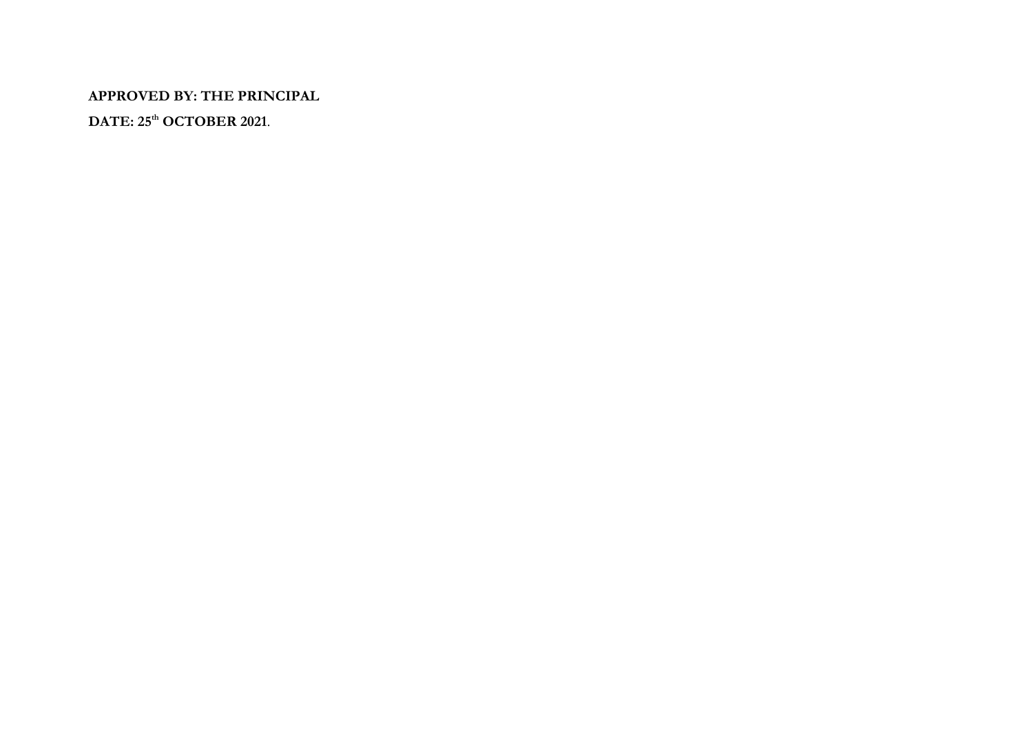**APPROVED BY: THE PRINCIPAL**

**DATE: 25th OCTOBER 2021**.